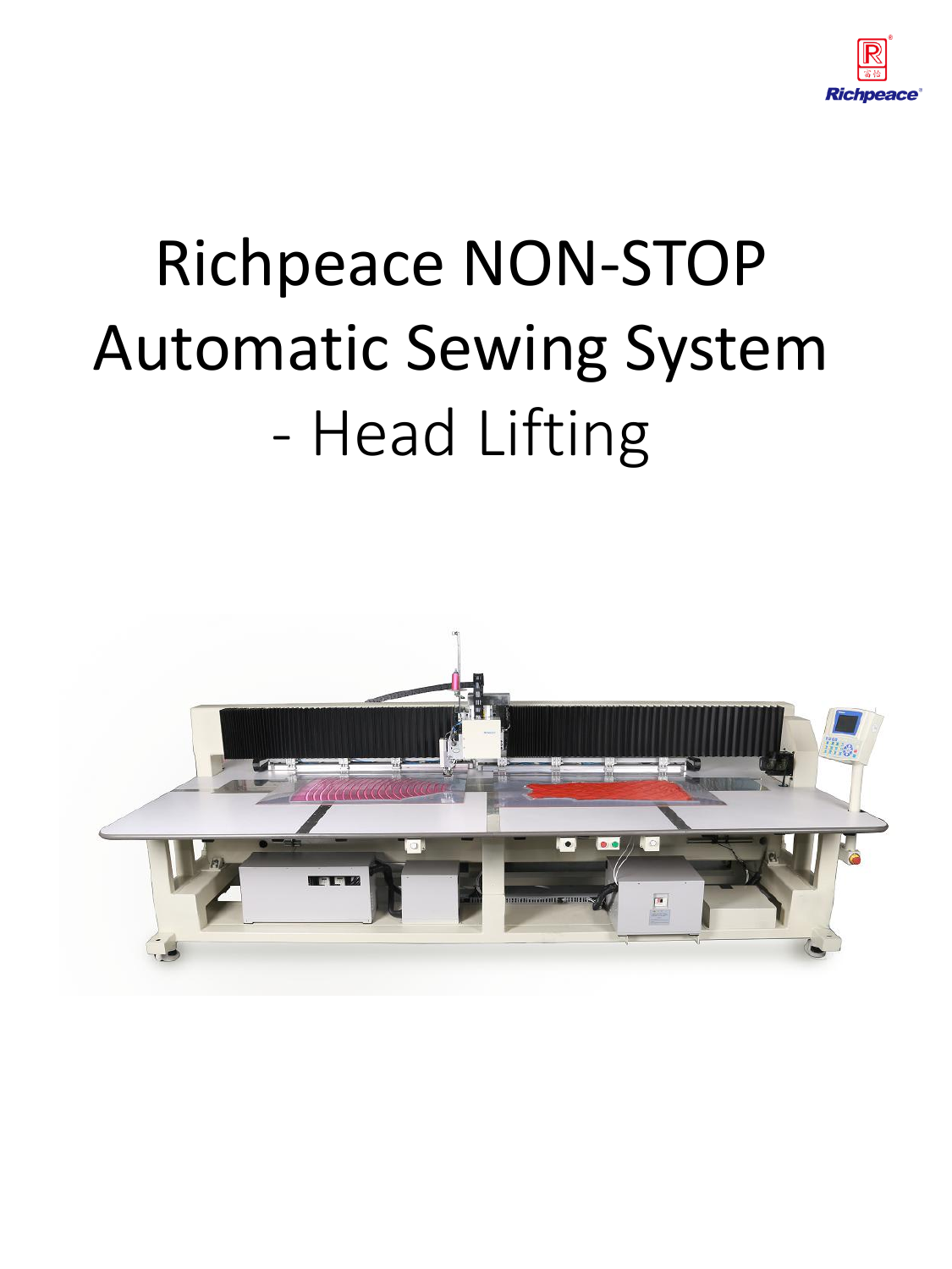# Richpeace NON-STOP Automatic Sewing System - Head Lifting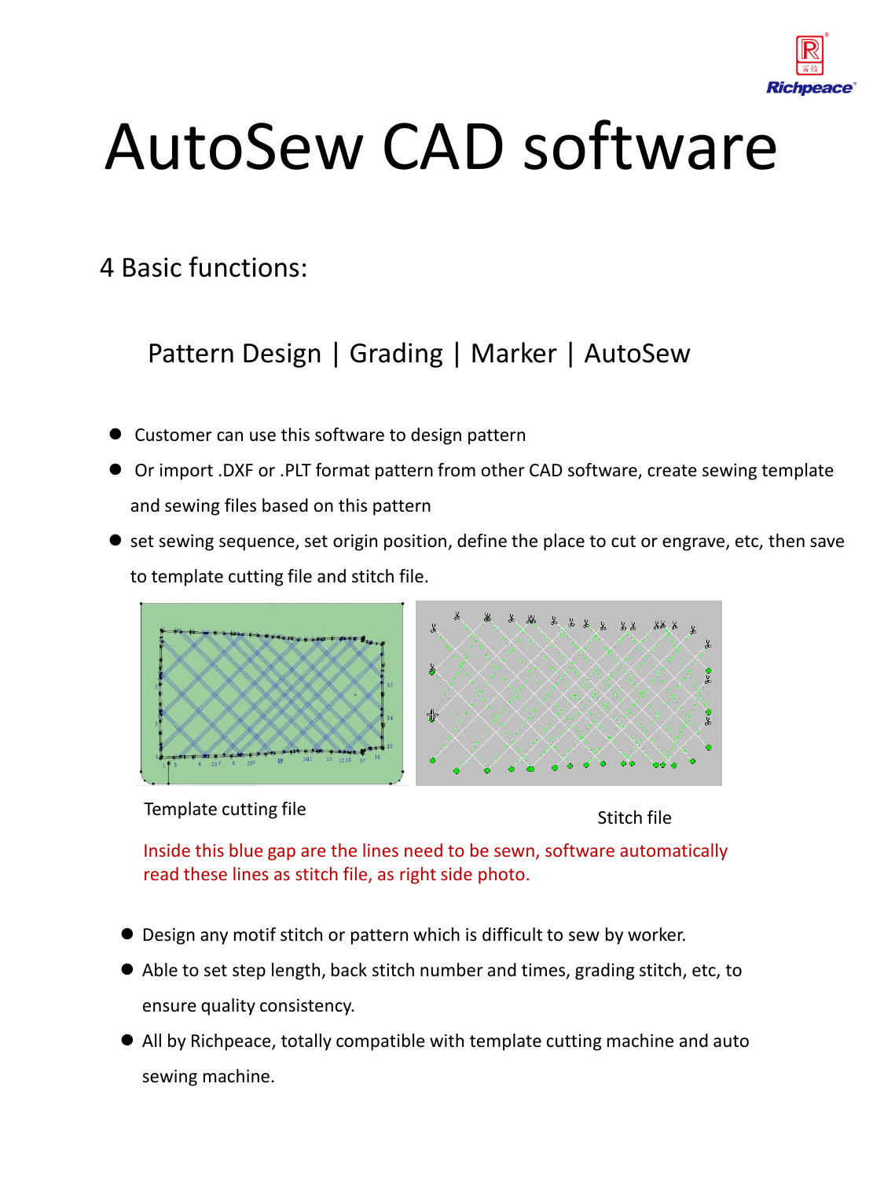# AutoSew CAD software

4 Basic functions:

Pattern Design | Grading | Marker | AutoSew

- Customer can use this software to design pattern
- Or import .DXF or .PLT format pattern from other CAD software, create sewing template and sewing files based on this pattern
- set sewing sequence, set origin position, define the place to cut or engrave, etc, then save to template cutting file and stitch file.

Template cutting file

Stitch file

Inside this blue gap are the lines need to be sewn, software automatically read these lines as stitch file, as right side photo.

- Design any motif stitch or pattern which is difficult to sew by worker.
- Able to set step length, back stitch number and times, grading stitch, etc, to ensure quality consistency.
- All by Richpeace, totally compatible with template cutting machine and auto sewing machine.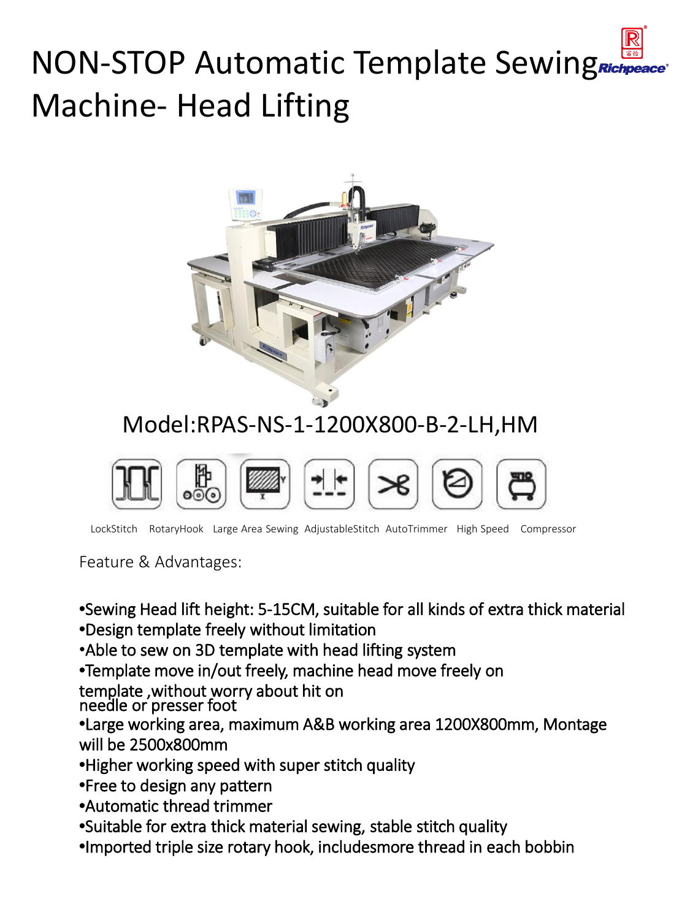# NON-STOP Automatic Template Sewing Machine- Head Lifting

Model:RPAS-NS-1-1200X800-B-2-LH,HM

LockStitch RotaryHook Large Area Sewing AdjustableStitch AutoTrimmer High Speed Compressor

Feature & Advantages:

- Sewing Head lift height: 5-15CM, suitable for all kinds of extra thick material
- Design template freely without limitation
- Able to sew on 3D template with head lifting system
- Template move in/out freely, machine head move freely on template ,without worry about hit on needle or presser foot
- Large working area, maximum A&B working area 1200X800mm, Montage will be 2500x800mm
- Higher working speed with super stitch quality
- Free to design any pattern
- Automatic thread trimmer
- Suitable for extra thick material sewing, stable stitch quality
- Imported triple size rotary hook, includesmore thread in each bobbin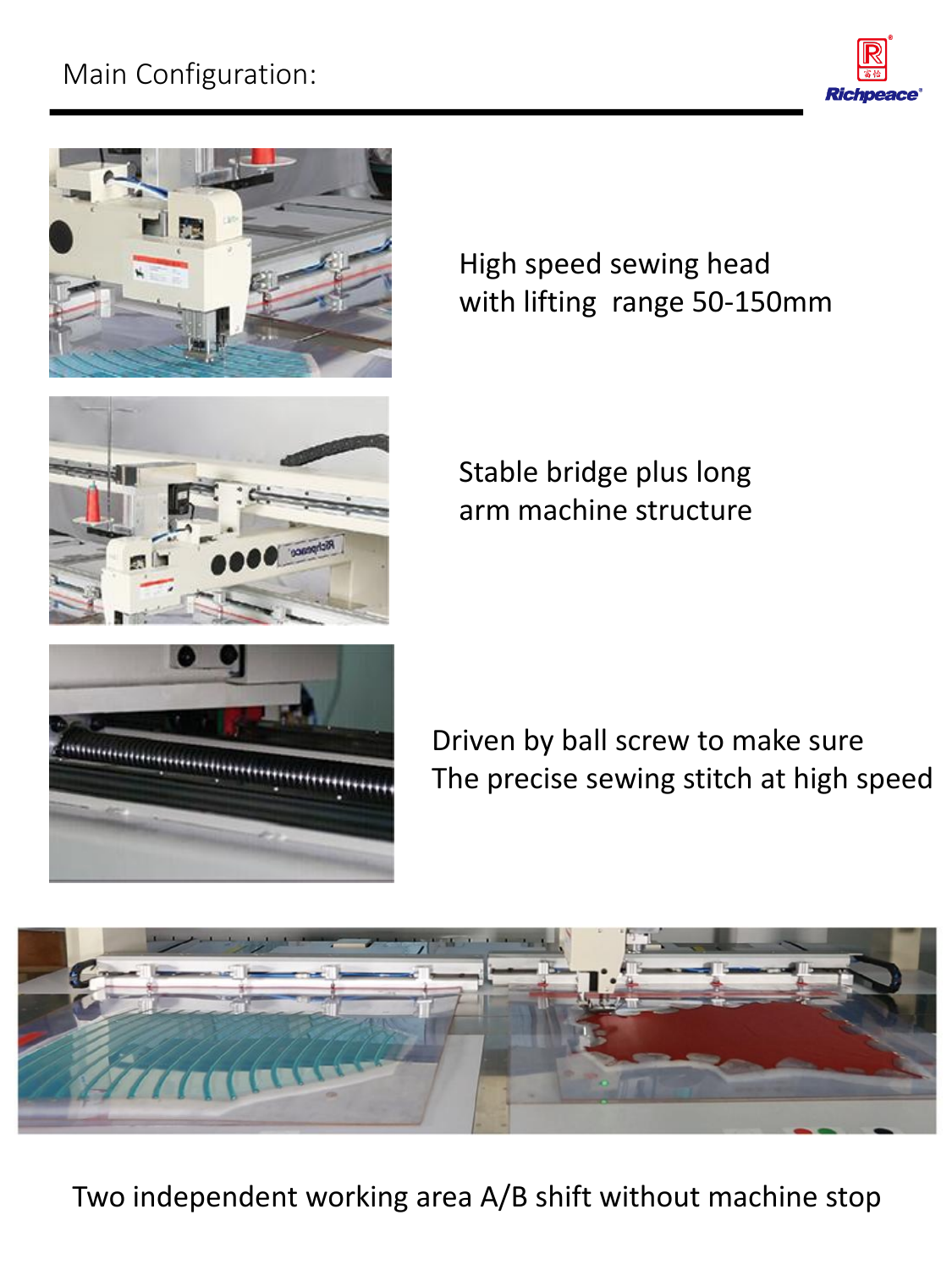## Main Configuration:

High speed sewing head
with lifting range 50-150mm

Stable bridge plus long
arm machine structure

Driven by ball screw to make sure
The precise sewing stitch at high speed

Two independent working area A/B shift without machine stop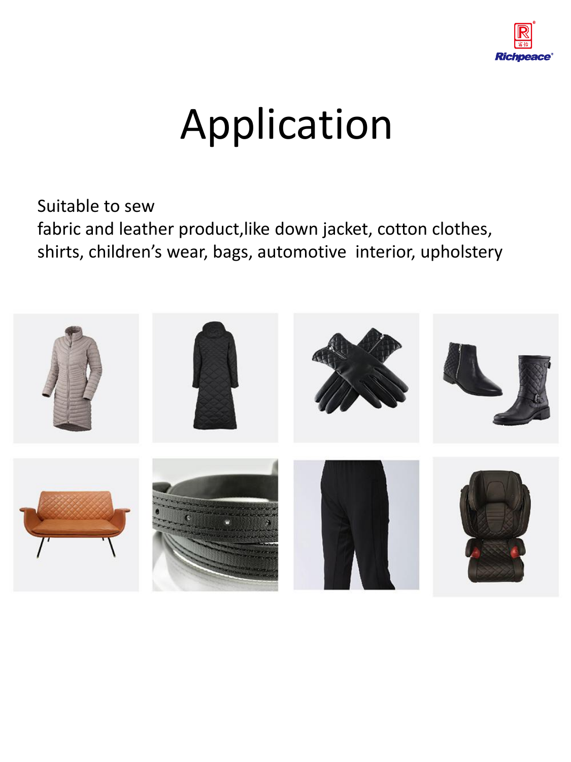# Application

Suitable to sew
fabric and leather product,like down jacket, cotton clothes, shirts, children's wear, bags, automotive  interior, upholstery